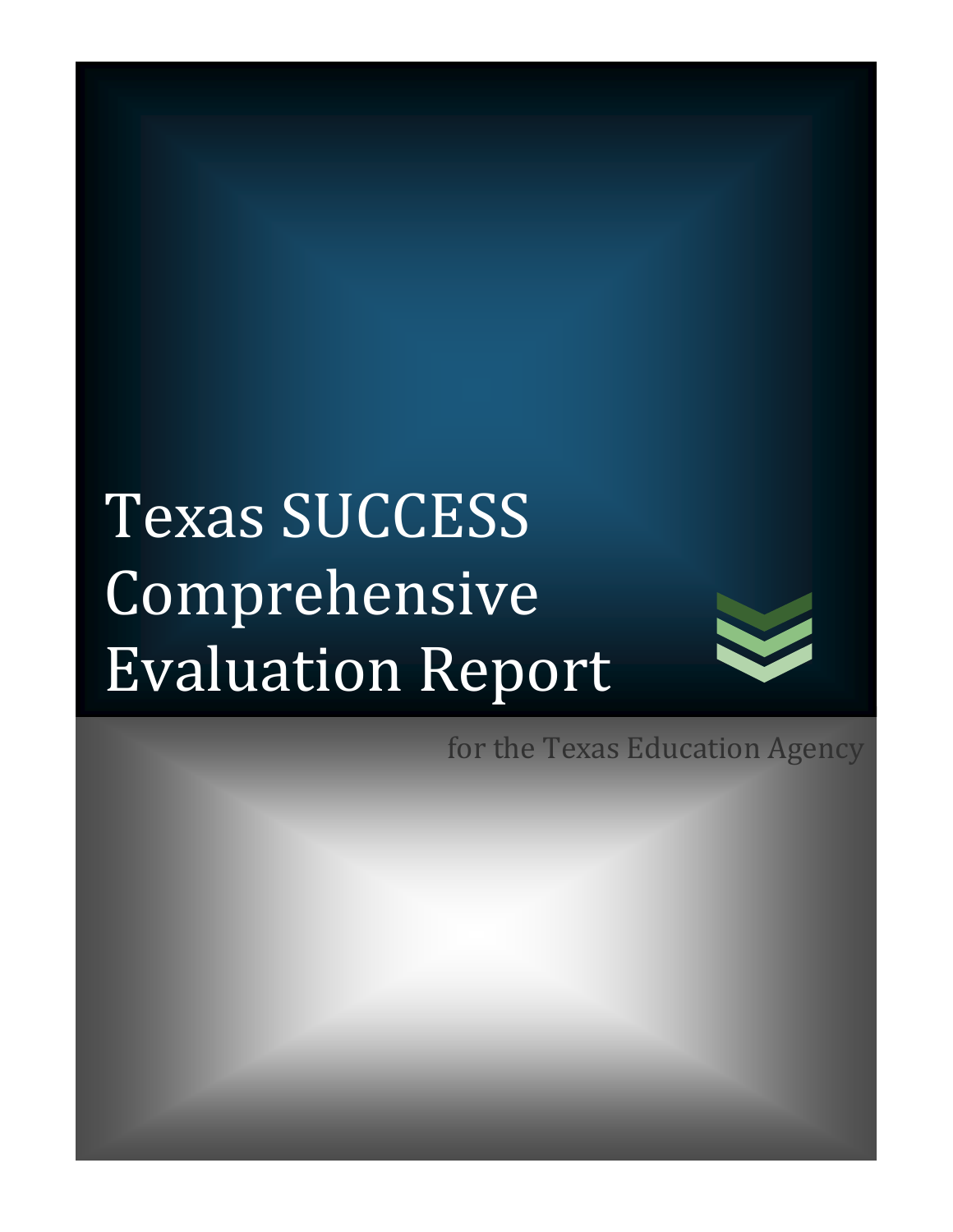# Texas SUCCESS Comprehensive Evaluation Report

for the Texas Education Agency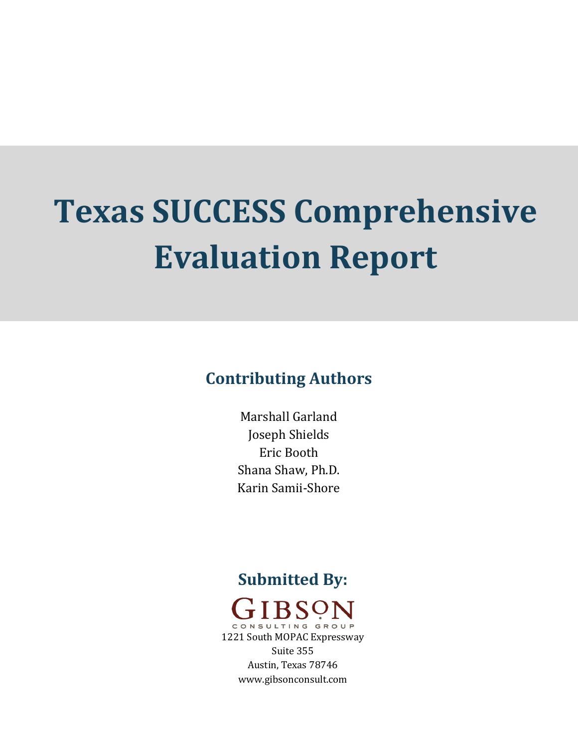# Texas SUCCESS Comprehensive Evaluation Report

## Contributing Authors

Marshall Garland
Joseph Shields
Eric Booth
Shana Shaw, Ph.D.
Karin Samii-Shore

## Submitted By:

GIBSON
CONSULTING GROUP
1221 South MOPAC Expressway
Suite 355
Austin, Texas 78746
www.gibsonconsult.com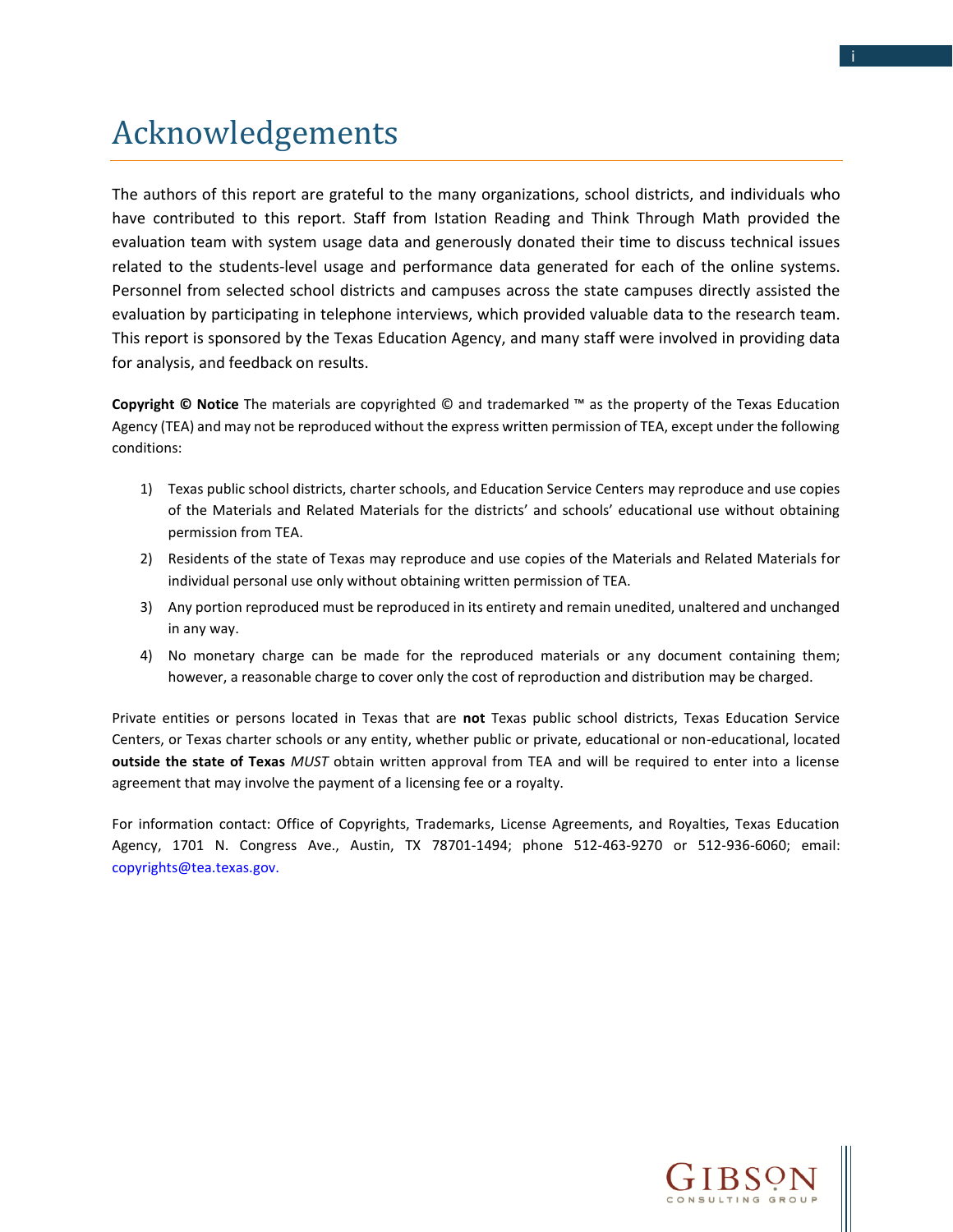# Acknowledgements

The authors of this report are grateful to the many organizations, school districts, and individuals who have contributed to this report. Staff from Istation Reading and Think Through Math provided the evaluation team with system usage data and generously donated their time to discuss technical issues related to the students-level usage and performance data generated for each of the online systems. Personnel from selected school districts and campuses across the state campuses directly assisted the evaluation by participating in telephone interviews, which provided valuable data to the research team. This report is sponsored by the Texas Education Agency, and many staff were involved in providing data for analysis, and feedback on results.

**Copyright © Notice** The materials are copyrighted © and trademarked ™ as the property of the Texas Education Agency (TEA) and may not be reproduced without the express written permission of TEA, except under the following conditions:

1) Texas public school districts, charter schools, and Education Service Centers may reproduce and use copies of the Materials and Related Materials for the districts' and schools' educational use without obtaining permission from TEA.
2) Residents of the state of Texas may reproduce and use copies of the Materials and Related Materials for individual personal use only without obtaining written permission of TEA.
3) Any portion reproduced must be reproduced in its entirety and remain unedited, unaltered and unchanged in any way.
4) No monetary charge can be made for the reproduced materials or any document containing them; however, a reasonable charge to cover only the cost of reproduction and distribution may be charged.

Private entities or persons located in Texas that are **not** Texas public school districts, Texas Education Service Centers, or Texas charter schools or any entity, whether public or private, educational or non-educational, located **outside the state of Texas** *MUST* obtain written approval from TEA and will be required to enter into a license agreement that may involve the payment of a licensing fee or a royalty.

For information contact: Office of Copyrights, Trademarks, License Agreements, and Royalties, Texas Education Agency, 1701 N. Congress Ave., Austin, TX 78701-1494; phone 512-463-9270 or 512-936-6060; email: copyrights@tea.texas.gov.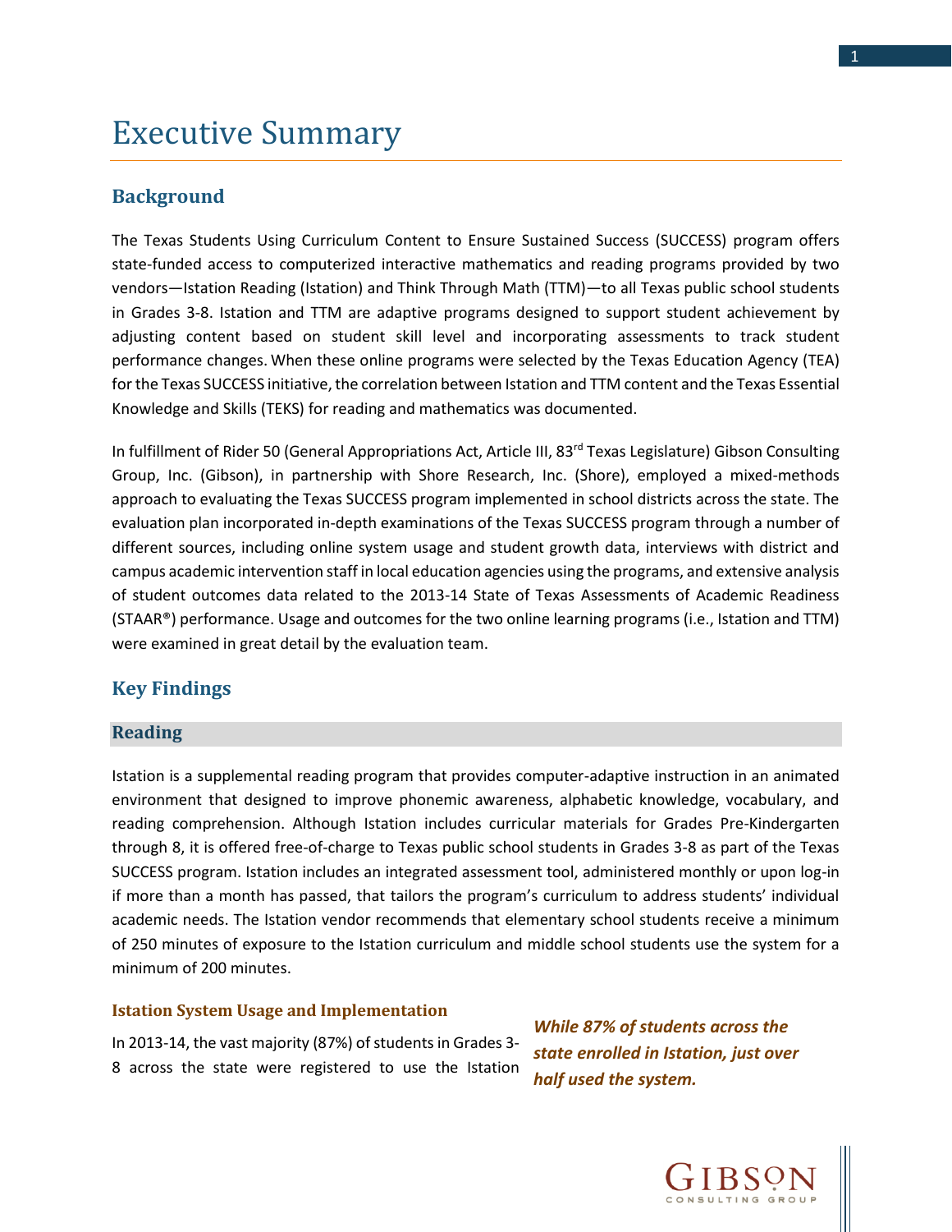# Executive Summary

## Background

The Texas Students Using Curriculum Content to Ensure Sustained Success (SUCCESS) program offers state-funded access to computerized interactive mathematics and reading programs provided by two vendors—Istation Reading (Istation) and Think Through Math (TTM)—to all Texas public school students in Grades 3-8. Istation and TTM are adaptive programs designed to support student achievement by adjusting content based on student skill level and incorporating assessments to track student performance changes. When these online programs were selected by the Texas Education Agency (TEA) for the Texas SUCCESS initiative, the correlation between Istation and TTM content and the Texas Essential Knowledge and Skills (TEKS) for reading and mathematics was documented.

In fulfillment of Rider 50 (General Appropriations Act, Article III, 83rd Texas Legislature) Gibson Consulting Group, Inc. (Gibson), in partnership with Shore Research, Inc. (Shore), employed a mixed-methods approach to evaluating the Texas SUCCESS program implemented in school districts across the state. The evaluation plan incorporated in-depth examinations of the Texas SUCCESS program through a number of different sources, including online system usage and student growth data, interviews with district and campus academic intervention staff in local education agencies using the programs, and extensive analysis of student outcomes data related to the 2013-14 State of Texas Assessments of Academic Readiness (STAAR®) performance. Usage and outcomes for the two online learning programs (i.e., Istation and TTM) were examined in great detail by the evaluation team.

## Key Findings

### Reading

Istation is a supplemental reading program that provides computer-adaptive instruction in an animated environment that designed to improve phonemic awareness, alphabetic knowledge, vocabulary, and reading comprehension. Although Istation includes curricular materials for Grades Pre-Kindergarten through 8, it is offered free-of-charge to Texas public school students in Grades 3-8 as part of the Texas SUCCESS program. Istation includes an integrated assessment tool, administered monthly or upon log-in if more than a month has passed, that tailors the program's curriculum to address students' individual academic needs. The Istation vendor recommends that elementary school students receive a minimum of 250 minutes of exposure to the Istation curriculum and middle school students use the system for a minimum of 200 minutes.

#### Istation System Usage and Implementation

***While 87% of students across the state enrolled in Istation, just over half used the system.***

In 2013-14, the vast majority (87%) of students in Grades 3-8 across the state were registered to use the Istation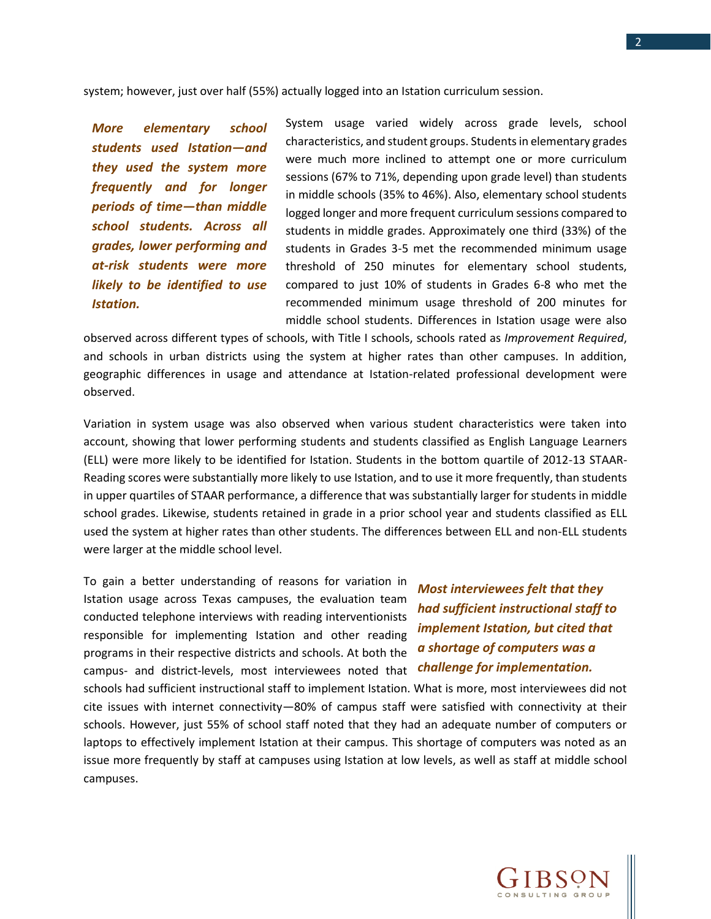system; however, just over half (55%) actually logged into an Istation curriculum session.

***More elementary school students used Istation—and they used the system more frequently and for longer periods of time—than middle school students. Across all grades, lower performing and at-risk students were more likely to be identified to use Istation.***

System usage varied widely across grade levels, school characteristics, and student groups. Students in elementary grades were much more inclined to attempt one or more curriculum sessions (67% to 71%, depending upon grade level) than students in middle schools (35% to 46%). Also, elementary school students logged longer and more frequent curriculum sessions compared to students in middle grades. Approximately one third (33%) of the students in Grades 3-5 met the recommended minimum usage threshold of 250 minutes for elementary school students, compared to just 10% of students in Grades 6-8 who met the recommended minimum usage threshold of 200 minutes for middle school students. Differences in Istation usage were also observed across different types of schools, with Title I schools, schools rated as *Improvement Required*, and schools in urban districts using the system at higher rates than other campuses. In addition, geographic differences in usage and attendance at Istation-related professional development were observed.

Variation in system usage was also observed when various student characteristics were taken into account, showing that lower performing students and students classified as English Language Learners (ELL) were more likely to be identified for Istation. Students in the bottom quartile of 2012-13 STAAR-Reading scores were substantially more likely to use Istation, and to use it more frequently, than students in upper quartiles of STAAR performance, a difference that was substantially larger for students in middle school grades. Likewise, students retained in grade in a prior school year and students classified as ELL used the system at higher rates than other students. The differences between ELL and non-ELL students were larger at the middle school level.

***Most interviewees felt that they had sufficient instructional staff to implement Istation, but cited that a shortage of computers was a challenge for implementation.***

To gain a better understanding of reasons for variation in Istation usage across Texas campuses, the evaluation team conducted telephone interviews with reading interventionists responsible for implementing Istation and other reading programs in their respective districts and schools. At both the campus- and district-levels, most interviewees noted that schools had sufficient instructional staff to implement Istation. What is more, most interviewees did not cite issues with internet connectivity—80% of campus staff were satisfied with connectivity at their schools. However, just 55% of school staff noted that they had an adequate number of computers or laptops to effectively implement Istation at their campus. This shortage of computers was noted as an issue more frequently by staff at campuses using Istation at low levels, as well as staff at middle school campuses.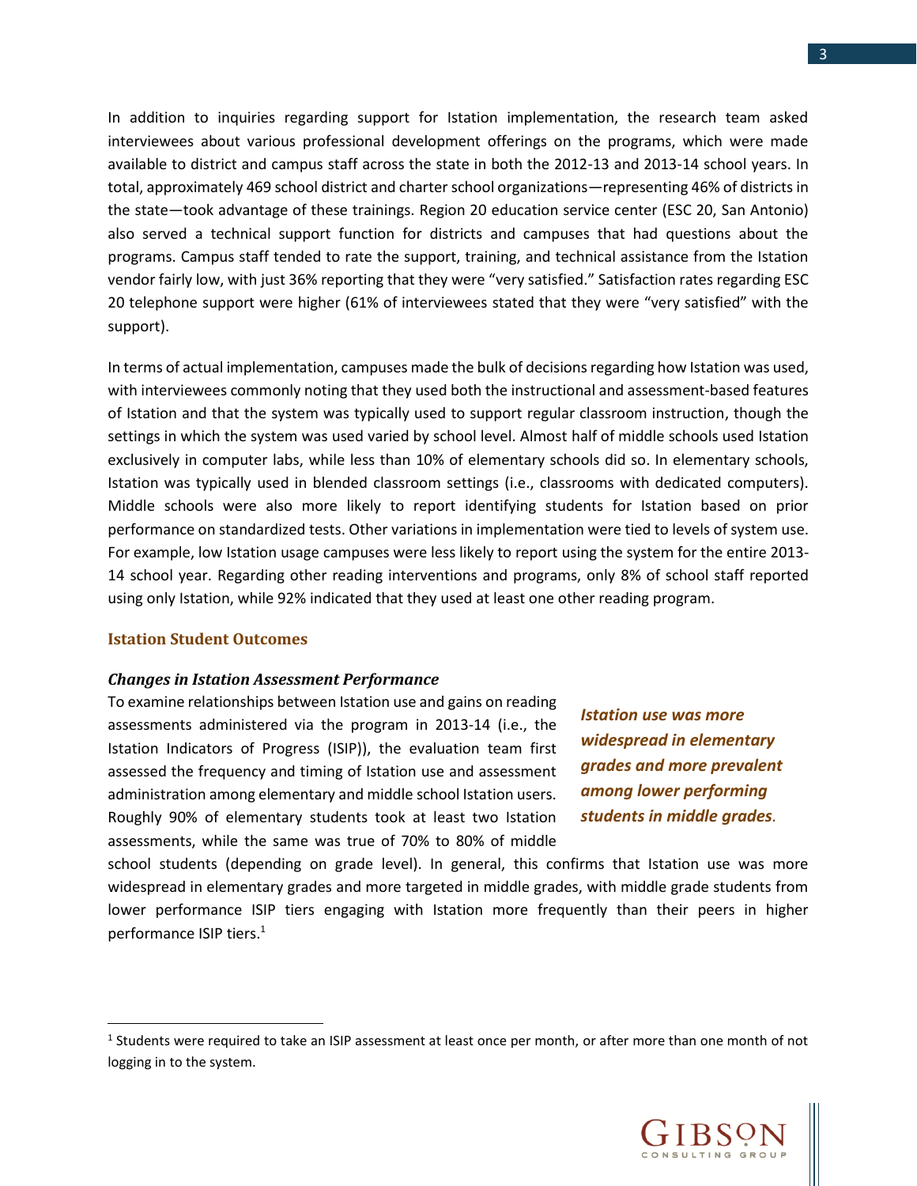In addition to inquiries regarding support for Istation implementation, the research team asked interviewees about various professional development offerings on the programs, which were made available to district and campus staff across the state in both the 2012-13 and 2013-14 school years. In total, approximately 469 school district and charter school organizations—representing 46% of districts in the state—took advantage of these trainings. Region 20 education service center (ESC 20, San Antonio) also served a technical support function for districts and campuses that had questions about the programs. Campus staff tended to rate the support, training, and technical assistance from the Istation vendor fairly low, with just 36% reporting that they were "very satisfied." Satisfaction rates regarding ESC 20 telephone support were higher (61% of interviewees stated that they were "very satisfied" with the support).

In terms of actual implementation, campuses made the bulk of decisions regarding how Istation was used, with interviewees commonly noting that they used both the instructional and assessment-based features of Istation and that the system was typically used to support regular classroom instruction, though the settings in which the system was used varied by school level. Almost half of middle schools used Istation exclusively in computer labs, while less than 10% of elementary schools did so. In elementary schools, Istation was typically used in blended classroom settings (i.e., classrooms with dedicated computers). Middle schools were also more likely to report identifying students for Istation based on prior performance on standardized tests. Other variations in implementation were tied to levels of system use. For example, low Istation usage campuses were less likely to report using the system for the entire 2013-14 school year. Regarding other reading interventions and programs, only 8% of school staff reported using only Istation, while 92% indicated that they used at least one other reading program.

## Istation Student Outcomes

### *Changes in Istation Assessment Performance*

To examine relationships between Istation use and gains on reading assessments administered via the program in 2013-14 (i.e., the Istation Indicators of Progress (ISIP)), the evaluation team first assessed the frequency and timing of Istation use and assessment administration among elementary and middle school Istation users. Roughly 90% of elementary students took at least two Istation assessments, while the same was true of 70% to 80% of middle school students (depending on grade level). In general, this confirms that Istation use was more widespread in elementary grades and more targeted in middle grades, with middle grade students from lower performance ISIP tiers engaging with Istation more frequently than their peers in higher performance ISIP tiers.[1]

***Istation use was more widespread in elementary grades and more prevalent among lower performing students in middle grades.***

[1] Students were required to take an ISIP assessment at least once per month, or after more than one month of not logging in to the system.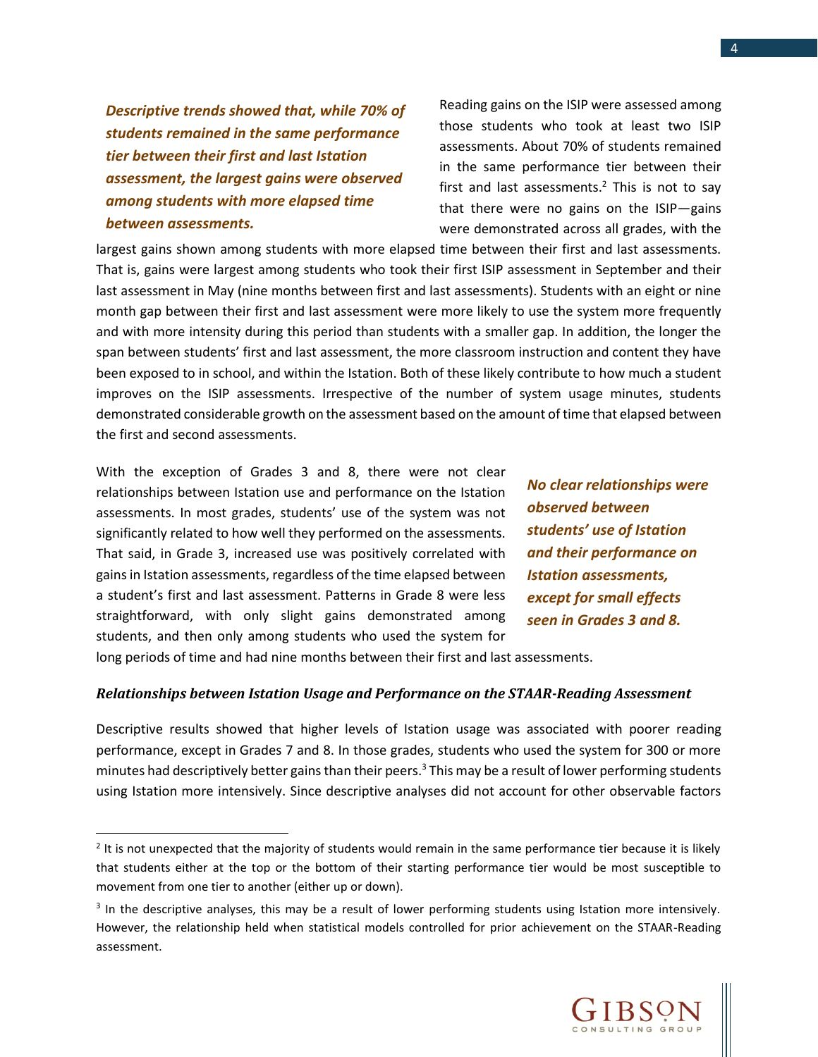***Descriptive trends showed that, while 70% of students remained in the same performance tier between their first and last Istation assessment, the largest gains were observed among students with more elapsed time between assessments.***

Reading gains on the ISIP were assessed among those students who took at least two ISIP assessments. About 70% of students remained in the same performance tier between their first and last assessments.[2] This is not to say that there were no gains on the ISIP—gains were demonstrated across all grades, with the largest gains shown among students with more elapsed time between their first and last assessments. That is, gains were largest among students who took their first ISIP assessment in September and their last assessment in May (nine months between first and last assessments). Students with an eight or nine month gap between their first and last assessment were more likely to use the system more frequently and with more intensity during this period than students with a smaller gap. In addition, the longer the span between students' first and last assessment, the more classroom instruction and content they have been exposed to in school, and within the Istation. Both of these likely contribute to how much a student improves on the ISIP assessments. Irrespective of the number of system usage minutes, students demonstrated considerable growth on the assessment based on the amount of time that elapsed between the first and second assessments.

***No clear relationships were observed between students' use of Istation and their performance on Istation assessments, except for small effects seen in Grades 3 and 8.***

With the exception of Grades 3 and 8, there were not clear relationships between Istation use and performance on the Istation assessments. In most grades, students' use of the system was not significantly related to how well they performed on the assessments. That said, in Grade 3, increased use was positively correlated with gains in Istation assessments, regardless of the time elapsed between a student's first and last assessment. Patterns in Grade 8 were less straightforward, with only slight gains demonstrated among students, and then only among students who used the system for long periods of time and had nine months between their first and last assessments.

#### *Relationships between Istation Usage and Performance on the STAAR-Reading Assessment*

Descriptive results showed that higher levels of Istation usage was associated with poorer reading performance, except in Grades 7 and 8. In those grades, students who used the system for 300 or more minutes had descriptively better gains than their peers.[3] This may be a result of lower performing students using Istation more intensively. Since descriptive analyses did not account for other observable factors

---

[2] It is not unexpected that the majority of students would remain in the same performance tier because it is likely that students either at the top or the bottom of their starting performance tier would be most susceptible to movement from one tier to another (either up or down).

[3] In the descriptive analyses, this may be a result of lower performing students using Istation more intensively. However, the relationship held when statistical models controlled for prior achievement on the STAAR-Reading assessment.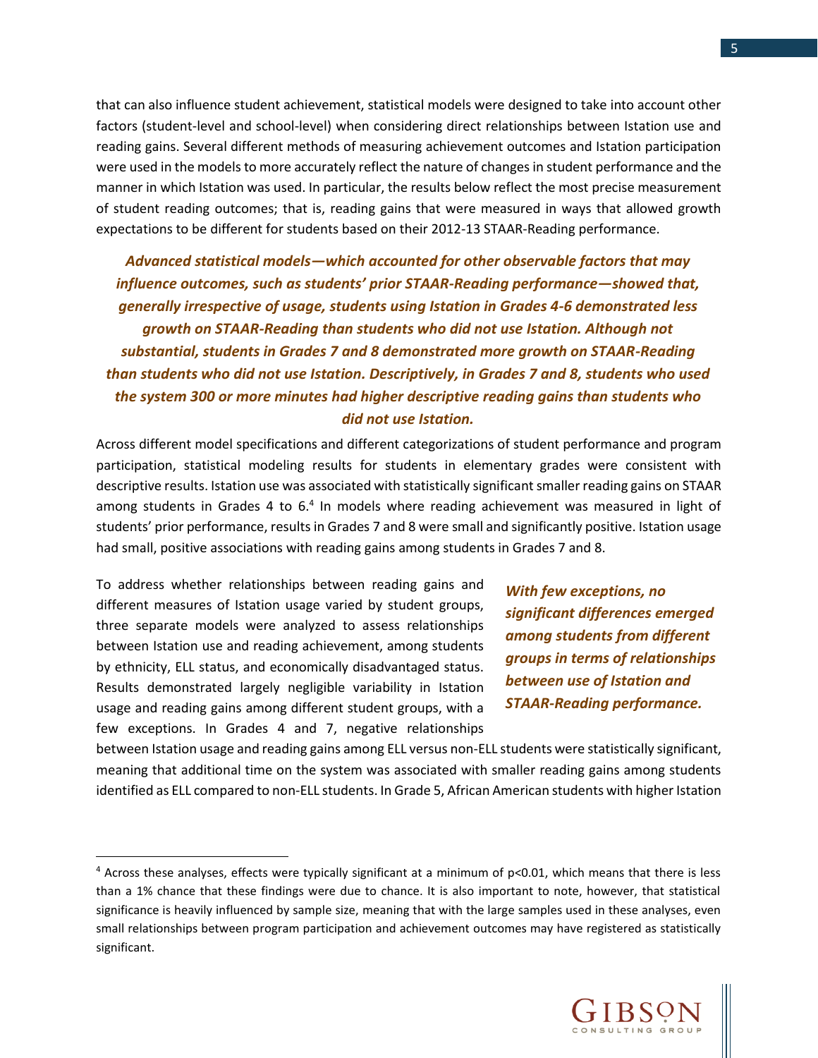that can also influence student achievement, statistical models were designed to take into account other factors (student-level and school-level) when considering direct relationships between Istation use and reading gains. Several different methods of measuring achievement outcomes and Istation participation were used in the models to more accurately reflect the nature of changes in student performance and the manner in which Istation was used. In particular, the results below reflect the most precise measurement of student reading outcomes; that is, reading gains that were measured in ways that allowed growth expectations to be different for students based on their 2012-13 STAAR-Reading performance.

***Advanced statistical models—which accounted for other observable factors that may influence outcomes, such as students' prior STAAR-Reading performance—showed that, generally irrespective of usage, students using Istation in Grades 4-6 demonstrated less growth on STAAR-Reading than students who did not use Istation. Although not substantial, students in Grades 7 and 8 demonstrated more growth on STAAR-Reading than students who did not use Istation. Descriptively, in Grades 7 and 8, students who used the system 300 or more minutes had higher descriptive reading gains than students who did not use Istation.***

Across different model specifications and different categorizations of student performance and program participation, statistical modeling results for students in elementary grades were consistent with descriptive results. Istation use was associated with statistically significant smaller reading gains on STAAR among students in Grades 4 to 6.[4] In models where reading achievement was measured in light of students' prior performance, results in Grades 7 and 8 were small and significantly positive. Istation usage had small, positive associations with reading gains among students in Grades 7 and 8.

***With few exceptions, no significant differences emerged among students from different groups in terms of relationships between use of Istation and STAAR-Reading performance.***

To address whether relationships between reading gains and different measures of Istation usage varied by student groups, three separate models were analyzed to assess relationships between Istation use and reading achievement, among students by ethnicity, ELL status, and economically disadvantaged status. Results demonstrated largely negligible variability in Istation usage and reading gains among different student groups, with a few exceptions. In Grades 4 and 7, negative relationships between Istation usage and reading gains among ELL versus non-ELL students were statistically significant, meaning that additional time on the system was associated with smaller reading gains among students identified as ELL compared to non-ELL students. In Grade 5, African American students with higher Istation

[4] Across these analyses, effects were typically significant at a minimum of $p<0.01$, which means that there is less than a 1% chance that these findings were due to chance. It is also important to note, however, that statistical significance is heavily influenced by sample size, meaning that with the large samples used in these analyses, even small relationships between program participation and achievement outcomes may have registered as statistically significant.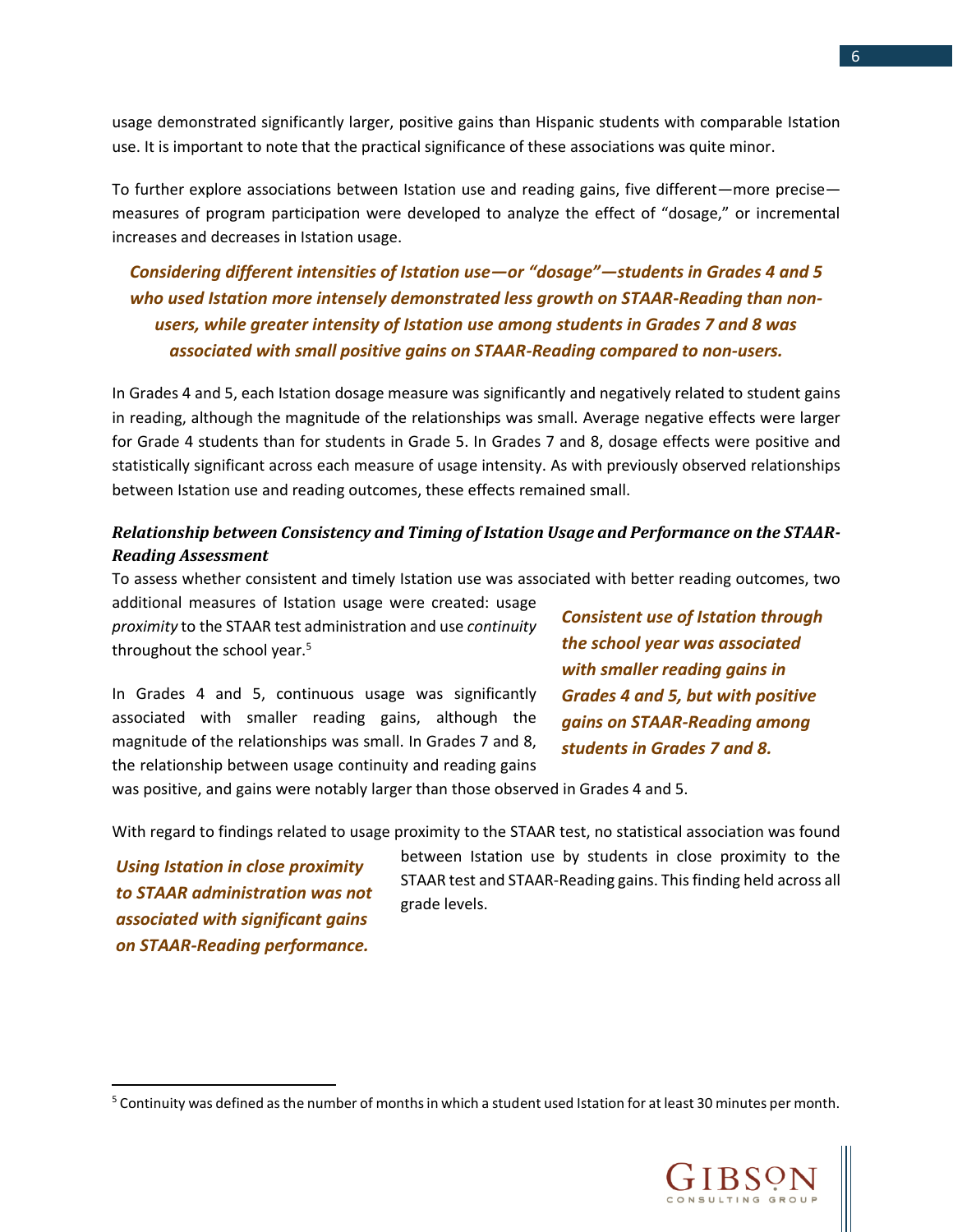usage demonstrated significantly larger, positive gains than Hispanic students with comparable Istation use. It is important to note that the practical significance of these associations was quite minor.

To further explore associations between Istation use and reading gains, five different—more precise—measures of program participation were developed to analyze the effect of “dosage,” or incremental increases and decreases in Istation usage.

***Considering different intensities of Istation use—or “dosage”—students in Grades 4 and 5 who used Istation more intensely demonstrated less growth on STAAR-Reading than non-users, while greater intensity of Istation use among students in Grades 7 and 8 was associated with small positive gains on STAAR-Reading compared to non-users.***

In Grades 4 and 5, each Istation dosage measure was significantly and negatively related to student gains in reading, although the magnitude of the relationships was small. Average negative effects were larger for Grade 4 students than for students in Grade 5. In Grades 7 and 8, dosage effects were positive and statistically significant across each measure of usage intensity. As with previously observed relationships between Istation use and reading outcomes, these effects remained small.

### *Relationship between Consistency and Timing of Istation Usage and Performance on the STAAR-Reading Assessment*

To assess whether consistent and timely Istation use was associated with better reading outcomes, two additional measures of Istation usage were created: usage *proximity* to the STAAR test administration and use *continuity* throughout the school year.[5]

***Consistent use of Istation through the school year was associated with smaller reading gains in Grades 4 and 5, but with positive gains on STAAR-Reading among students in Grades 7 and 8.***

In Grades 4 and 5, continuous usage was significantly associated with smaller reading gains, although the magnitude of the relationships was small. In Grades 7 and 8, the relationship between usage continuity and reading gains was positive, and gains were notably larger than those observed in Grades 4 and 5.

***Using Istation in close proximity to STAAR administration was not associated with significant gains on STAAR-Reading performance.***

With regard to findings related to usage proximity to the STAAR test, no statistical association was found between Istation use by students in close proximity to the STAAR test and STAAR-Reading gains. This finding held across all grade levels.

[5] Continuity was defined as the number of months in which a student used Istation for at least 30 minutes per month.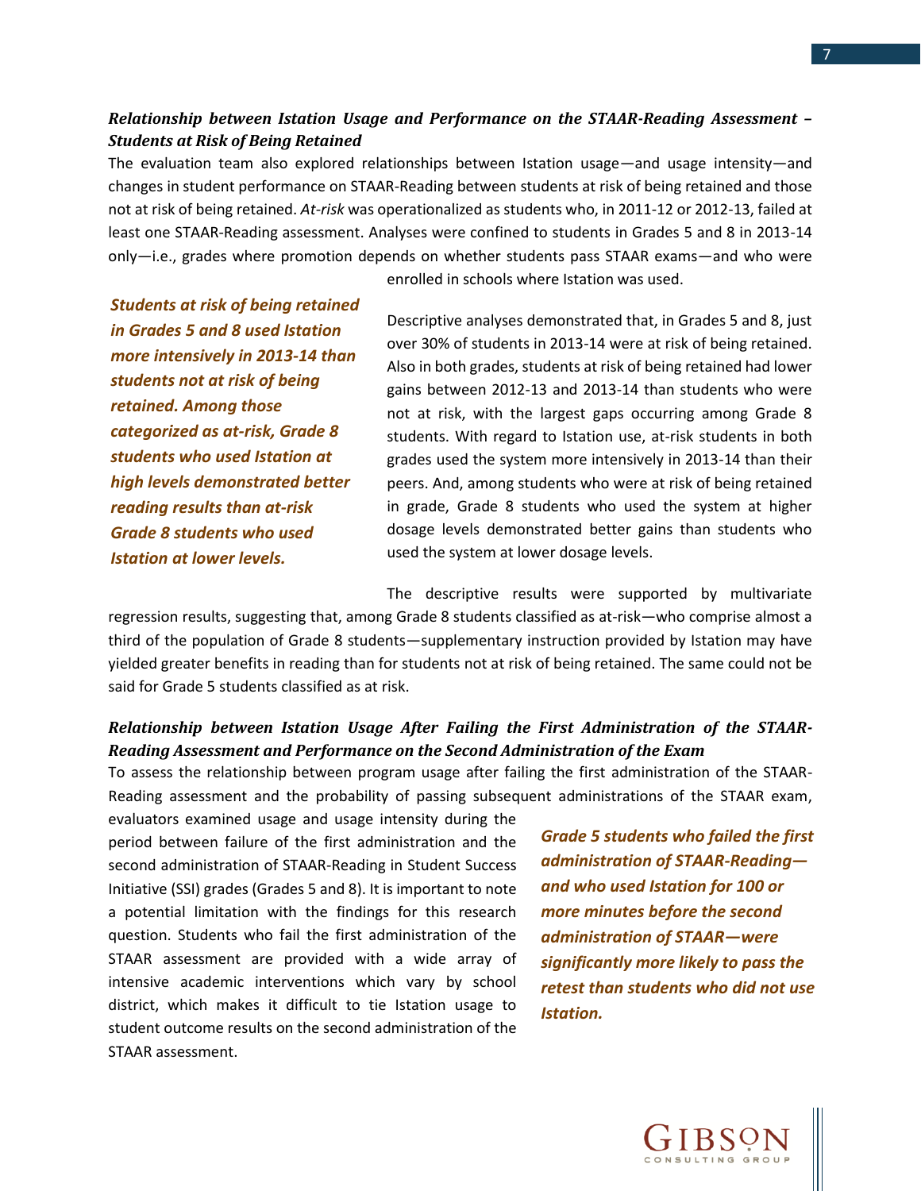### *Relationship between Istation Usage and Performance on the STAAR-Reading Assessment – Students at Risk of Being Retained*

The evaluation team also explored relationships between Istation usage—and usage intensity—and changes in student performance on STAAR-Reading between students at risk of being retained and those not at risk of being retained. *At-risk* was operationalized as students who, in 2011-12 or 2012-13, failed at least one STAAR-Reading assessment. Analyses were confined to students in Grades 5 and 8 in 2013-14 only—i.e., grades where promotion depends on whether students pass STAAR exams—and who were enrolled in schools where Istation was used.

***Students at risk of being retained in Grades 5 and 8 used Istation more intensively in 2013-14 than students not at risk of being retained. Among those categorized as at-risk, Grade 8 students who used Istation at high levels demonstrated better reading results than at-risk Grade 8 students who used Istation at lower levels.***

Descriptive analyses demonstrated that, in Grades 5 and 8, just over 30% of students in 2013-14 were at risk of being retained. Also in both grades, students at risk of being retained had lower gains between 2012-13 and 2013-14 than students who were not at risk, with the largest gaps occurring among Grade 8 students. With regard to Istation use, at-risk students in both grades used the system more intensively in 2013-14 than their peers. And, among students who were at risk of being retained in grade, Grade 8 students who used the system at higher dosage levels demonstrated better gains than students who used the system at lower dosage levels.

The descriptive results were supported by multivariate regression results, suggesting that, among Grade 8 students classified as at-risk—who comprise almost a third of the population of Grade 8 students—supplementary instruction provided by Istation may have yielded greater benefits in reading than for students not at risk of being retained. The same could not be said for Grade 5 students classified as at risk.

### *Relationship between Istation Usage After Failing the First Administration of the STAAR-Reading Assessment and Performance on the Second Administration of the Exam*

To assess the relationship between program usage after failing the first administration of the STAAR-Reading assessment and the probability of passing subsequent administrations of the STAAR exam, evaluators examined usage and usage intensity during the period between failure of the first administration and the second administration of STAAR-Reading in Student Success Initiative (SSI) grades (Grades 5 and 8). It is important to note a potential limitation with the findings for this research question. Students who fail the first administration of the STAAR assessment are provided with a wide array of intensive academic interventions which vary by school district, which makes it difficult to tie Istation usage to student outcome results on the second administration of the STAAR assessment.

***Grade 5 students who failed the first administration of STAAR-Reading—and who used Istation for 100 or more minutes before the second administration of STAAR—were significantly more likely to pass the retest than students who did not use Istation.***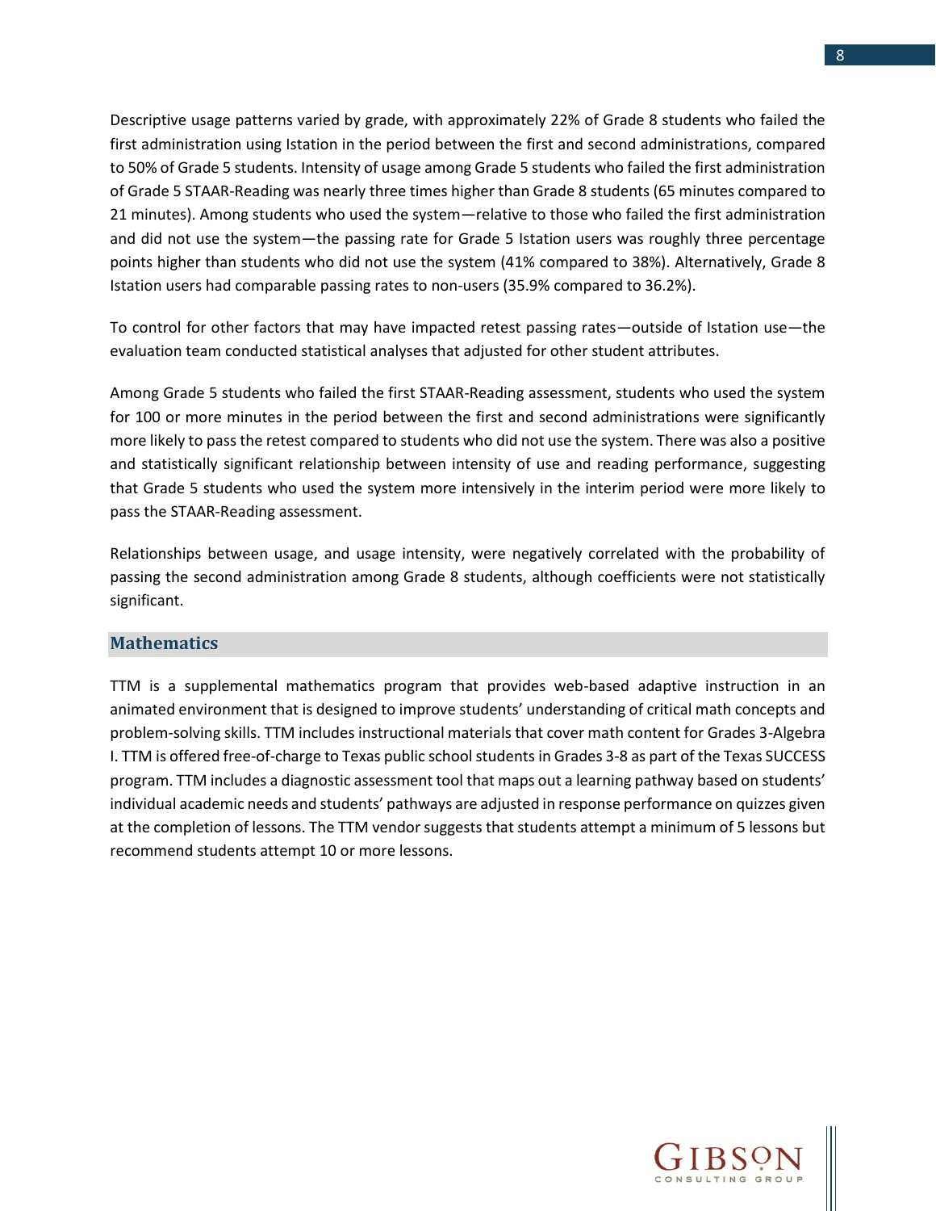Descriptive usage patterns varied by grade, with approximately 22% of Grade 8 students who failed the first administration using Istation in the period between the first and second administrations, compared to 50% of Grade 5 students. Intensity of usage among Grade 5 students who failed the first administration of Grade 5 STAAR-Reading was nearly three times higher than Grade 8 students (65 minutes compared to 21 minutes). Among students who used the system—relative to those who failed the first administration and did not use the system—the passing rate for Grade 5 Istation users was roughly three percentage points higher than students who did not use the system (41% compared to 38%). Alternatively, Grade 8 Istation users had comparable passing rates to non-users (35.9% compared to 36.2%).

To control for other factors that may have impacted retest passing rates—outside of Istation use—the evaluation team conducted statistical analyses that adjusted for other student attributes.

Among Grade 5 students who failed the first STAAR-Reading assessment, students who used the system for 100 or more minutes in the period between the first and second administrations were significantly more likely to pass the retest compared to students who did not use the system. There was also a positive and statistically significant relationship between intensity of use and reading performance, suggesting that Grade 5 students who used the system more intensively in the interim period were more likely to pass the STAAR-Reading assessment.

Relationships between usage, and usage intensity, were negatively correlated with the probability of passing the second administration among Grade 8 students, although coefficients were not statistically significant.

## Mathematics

TTM is a supplemental mathematics program that provides web-based adaptive instruction in an animated environment that is designed to improve students' understanding of critical math concepts and problem-solving skills. TTM includes instructional materials that cover math content for Grades 3-Algebra I. TTM is offered free-of-charge to Texas public school students in Grades 3-8 as part of the Texas SUCCESS program. TTM includes a diagnostic assessment tool that maps out a learning pathway based on students' individual academic needs and students' pathways are adjusted in response performance on quizzes given at the completion of lessons. The TTM vendor suggests that students attempt a minimum of 5 lessons but recommend students attempt 10 or more lessons.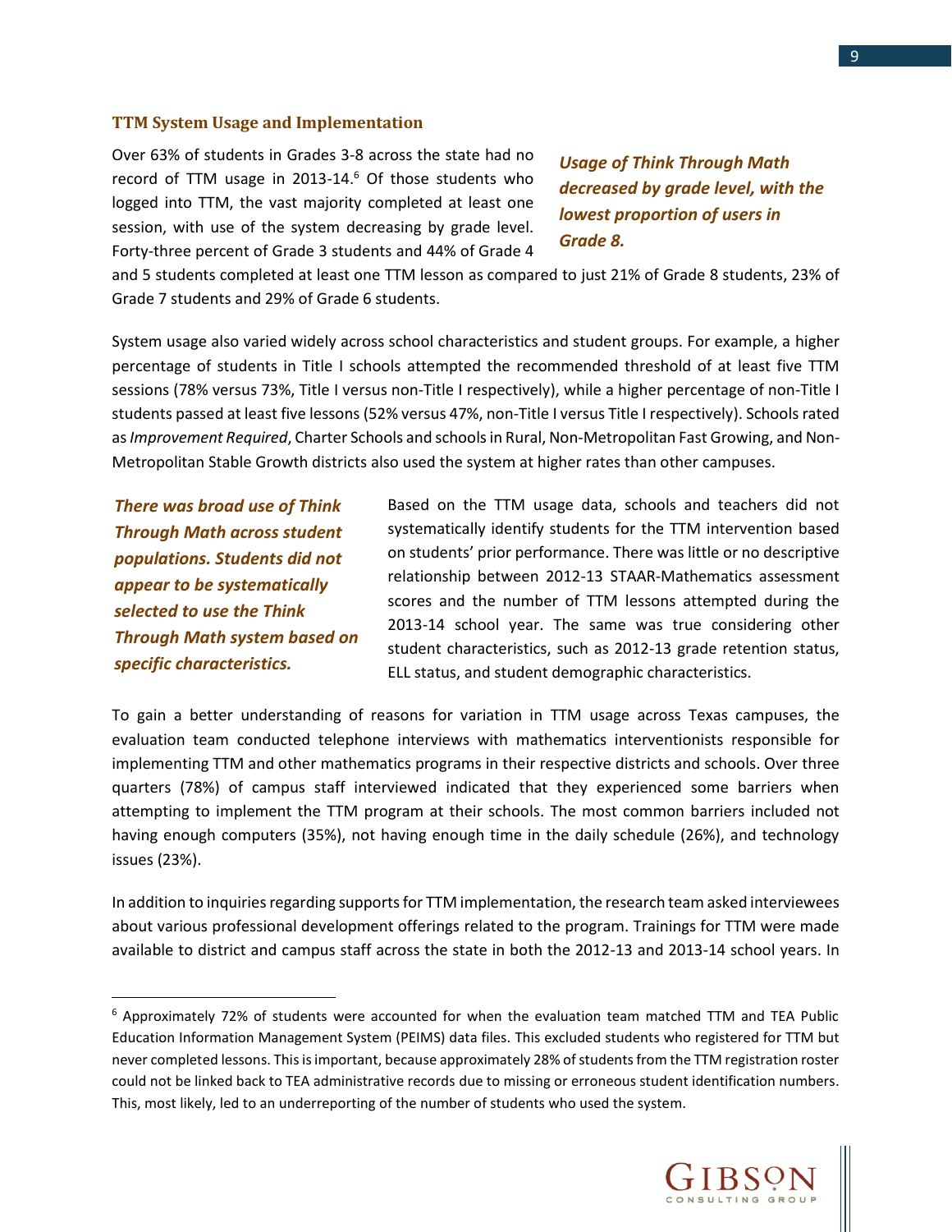### TTM System Usage and Implementation

*Usage of Think Through Math decreased by grade level, with the lowest proportion of users in Grade 8.*

Over 63% of students in Grades 3-8 across the state had no record of TTM usage in 2013-14.[6] Of those students who logged into TTM, the vast majority completed at least one session, with use of the system decreasing by grade level. Forty-three percent of Grade 3 students and 44% of Grade 4 and 5 students completed at least one TTM lesson as compared to just 21% of Grade 8 students, 23% of Grade 7 students and 29% of Grade 6 students.

System usage also varied widely across school characteristics and student groups. For example, a higher percentage of students in Title I schools attempted the recommended threshold of at least five TTM sessions (78% versus 73%, Title I versus non-Title I respectively), while a higher percentage of non-Title I students passed at least five lessons (52% versus 47%, non-Title I versus Title I respectively). Schools rated as *Improvement Required*, Charter Schools and schools in Rural, Non-Metropolitan Fast Growing, and Non-Metropolitan Stable Growth districts also used the system at higher rates than other campuses.

*There was broad use of Think Through Math across student populations. Students did not appear to be systematically selected to use the Think Through Math system based on specific characteristics.*

Based on the TTM usage data, schools and teachers did not systematically identify students for the TTM intervention based on students' prior performance. There was little or no descriptive relationship between 2012-13 STAAR-Mathematics assessment scores and the number of TTM lessons attempted during the 2013-14 school year. The same was true considering other student characteristics, such as 2012-13 grade retention status, ELL status, and student demographic characteristics.

To gain a better understanding of reasons for variation in TTM usage across Texas campuses, the evaluation team conducted telephone interviews with mathematics interventionists responsible for implementing TTM and other mathematics programs in their respective districts and schools. Over three quarters (78%) of campus staff interviewed indicated that they experienced some barriers when attempting to implement the TTM program at their schools. The most common barriers included not having enough computers (35%), not having enough time in the daily schedule (26%), and technology issues (23%).

In addition to inquiries regarding supports for TTM implementation, the research team asked interviewees about various professional development offerings related to the program. Trainings for TTM were made available to district and campus staff across the state in both the 2012-13 and 2013-14 school years. In

[6] Approximately 72% of students were accounted for when the evaluation team matched TTM and TEA Public Education Information Management System (PEIMS) data files. This excluded students who registered for TTM but never completed lessons. This is important, because approximately 28% of students from the TTM registration roster could not be linked back to TEA administrative records due to missing or erroneous student identification numbers. This, most likely, led to an underreporting of the number of students who used the system.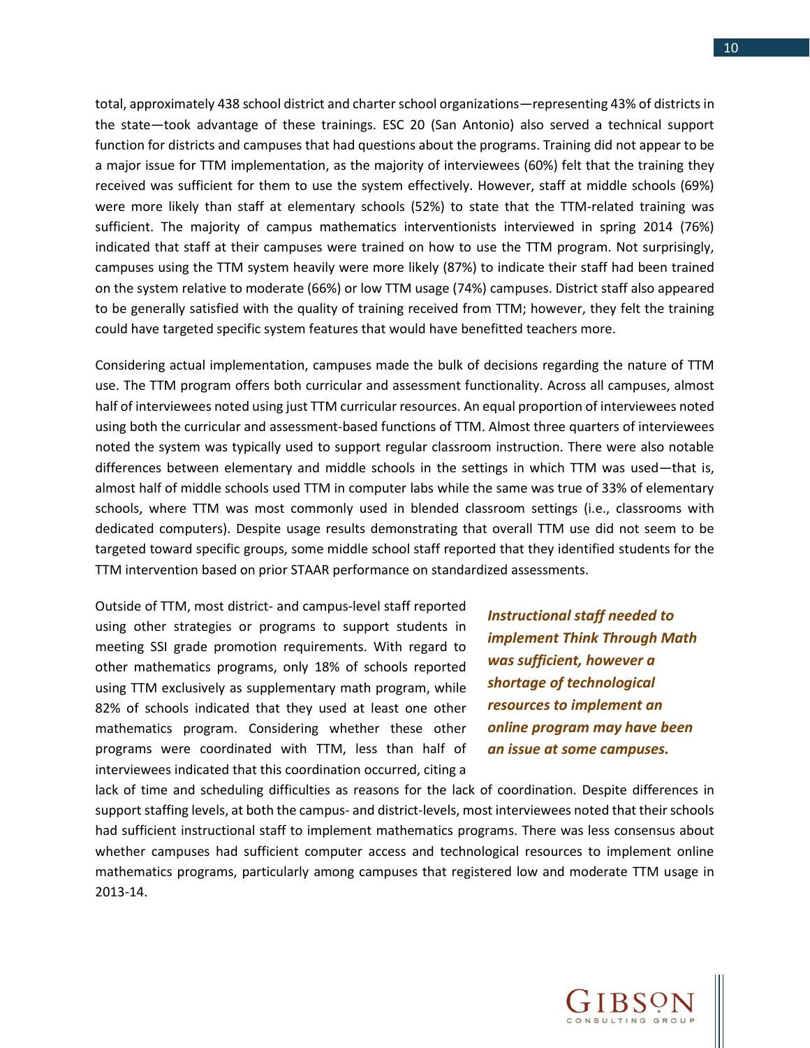total, approximately 438 school district and charter school organizations—representing 43% of districts in the state—took advantage of these trainings. ESC 20 (San Antonio) also served a technical support function for districts and campuses that had questions about the programs. Training did not appear to be a major issue for TTM implementation, as the majority of interviewees (60%) felt that the training they received was sufficient for them to use the system effectively. However, staff at middle schools (69%) were more likely than staff at elementary schools (52%) to state that the TTM-related training was sufficient. The majority of campus mathematics interventionists interviewed in spring 2014 (76%) indicated that staff at their campuses were trained on how to use the TTM program. Not surprisingly, campuses using the TTM system heavily were more likely (87%) to indicate their staff had been trained on the system relative to moderate (66%) or low TTM usage (74%) campuses. District staff also appeared to be generally satisfied with the quality of training received from TTM; however, they felt the training could have targeted specific system features that would have benefitted teachers more.

Considering actual implementation, campuses made the bulk of decisions regarding the nature of TTM use. The TTM program offers both curricular and assessment functionality. Across all campuses, almost half of interviewees noted using just TTM curricular resources. An equal proportion of interviewees noted using both the curricular and assessment-based functions of TTM. Almost three quarters of interviewees noted the system was typically used to support regular classroom instruction. There were also notable differences between elementary and middle schools in the settings in which TTM was used—that is, almost half of middle schools used TTM in computer labs while the same was true of 33% of elementary schools, where TTM was most commonly used in blended classroom settings (i.e., classrooms with dedicated computers). Despite usage results demonstrating that overall TTM use did not seem to be targeted toward specific groups, some middle school staff reported that they identified students for the TTM intervention based on prior STAAR performance on standardized assessments.

***Instructional staff needed to implement Think Through Math was sufficient, however a shortage of technological resources to implement an online program may have been an issue at some campuses.***

Outside of TTM, most district- and campus-level staff reported using other strategies or programs to support students in meeting SSI grade promotion requirements. With regard to other mathematics programs, only 18% of schools reported using TTM exclusively as supplementary math program, while 82% of schools indicated that they used at least one other mathematics program. Considering whether these other programs were coordinated with TTM, less than half of interviewees indicated that this coordination occurred, citing a lack of time and scheduling difficulties as reasons for the lack of coordination. Despite differences in support staffing levels, at both the campus- and district-levels, most interviewees noted that their schools had sufficient instructional staff to implement mathematics programs. There was less consensus about whether campuses had sufficient computer access and technological resources to implement online mathematics programs, particularly among campuses that registered low and moderate TTM usage in 2013-14.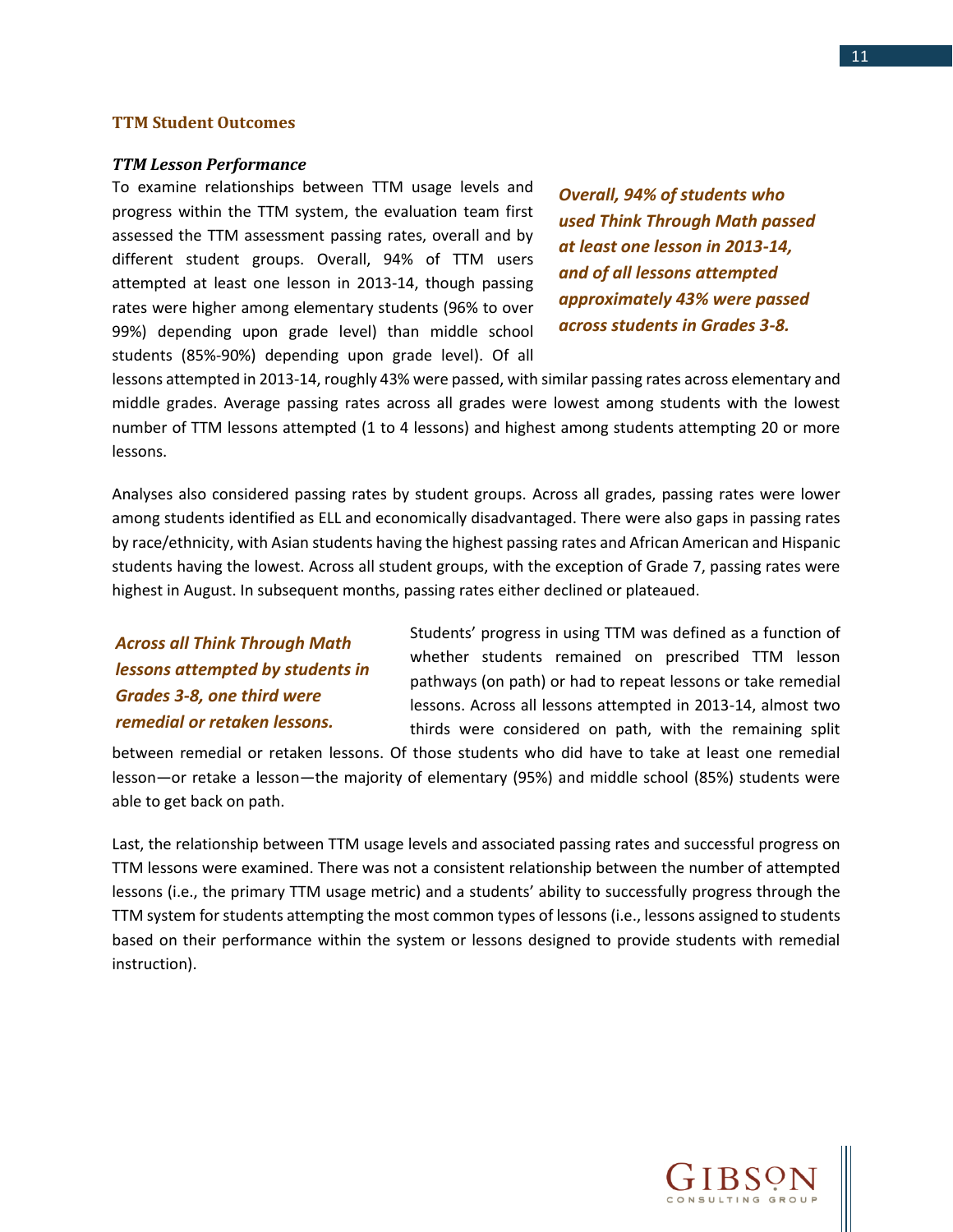### TTM Student Outcomes

#### *TTM Lesson Performance*

To examine relationships between TTM usage levels and progress within the TTM system, the evaluation team first assessed the TTM assessment passing rates, overall and by different student groups. Overall, 94% of TTM users attempted at least one lesson in 2013-14, though passing rates were higher among elementary students (96% to over 99%) depending upon grade level) than middle school students (85%-90%) depending upon grade level). Of all lessons attempted in 2013-14, roughly 43% were passed, with similar passing rates across elementary and middle grades. Average passing rates across all grades were lowest among students with the lowest number of TTM lessons attempted (1 to 4 lessons) and highest among students attempting 20 or more lessons.

***Overall, 94% of students who used Think Through Math passed at least one lesson in 2013-14, and of all lessons attempted approximately 43% were passed across students in Grades 3-8.***

Analyses also considered passing rates by student groups. Across all grades, passing rates were lower among students identified as ELL and economically disadvantaged. There were also gaps in passing rates by race/ethnicity, with Asian students having the highest passing rates and African American and Hispanic students having the lowest. Across all student groups, with the exception of Grade 7, passing rates were highest in August. In subsequent months, passing rates either declined or plateaued.

***Across all Think Through Math lessons attempted by students in Grades 3-8, one third were remedial or retaken lessons.***

Students' progress in using TTM was defined as a function of whether students remained on prescribed TTM lesson pathways (on path) or had to repeat lessons or take remedial lessons. Across all lessons attempted in 2013-14, almost two thirds were considered on path, with the remaining split between remedial or retaken lessons. Of those students who did have to take at least one remedial lesson—or retake a lesson—the majority of elementary (95%) and middle school (85%) students were able to get back on path.

Last, the relationship between TTM usage levels and associated passing rates and successful progress on TTM lessons were examined. There was not a consistent relationship between the number of attempted lessons (i.e., the primary TTM usage metric) and a students' ability to successfully progress through the TTM system for students attempting the most common types of lessons (i.e., lessons assigned to students based on their performance within the system or lessons designed to provide students with remedial instruction).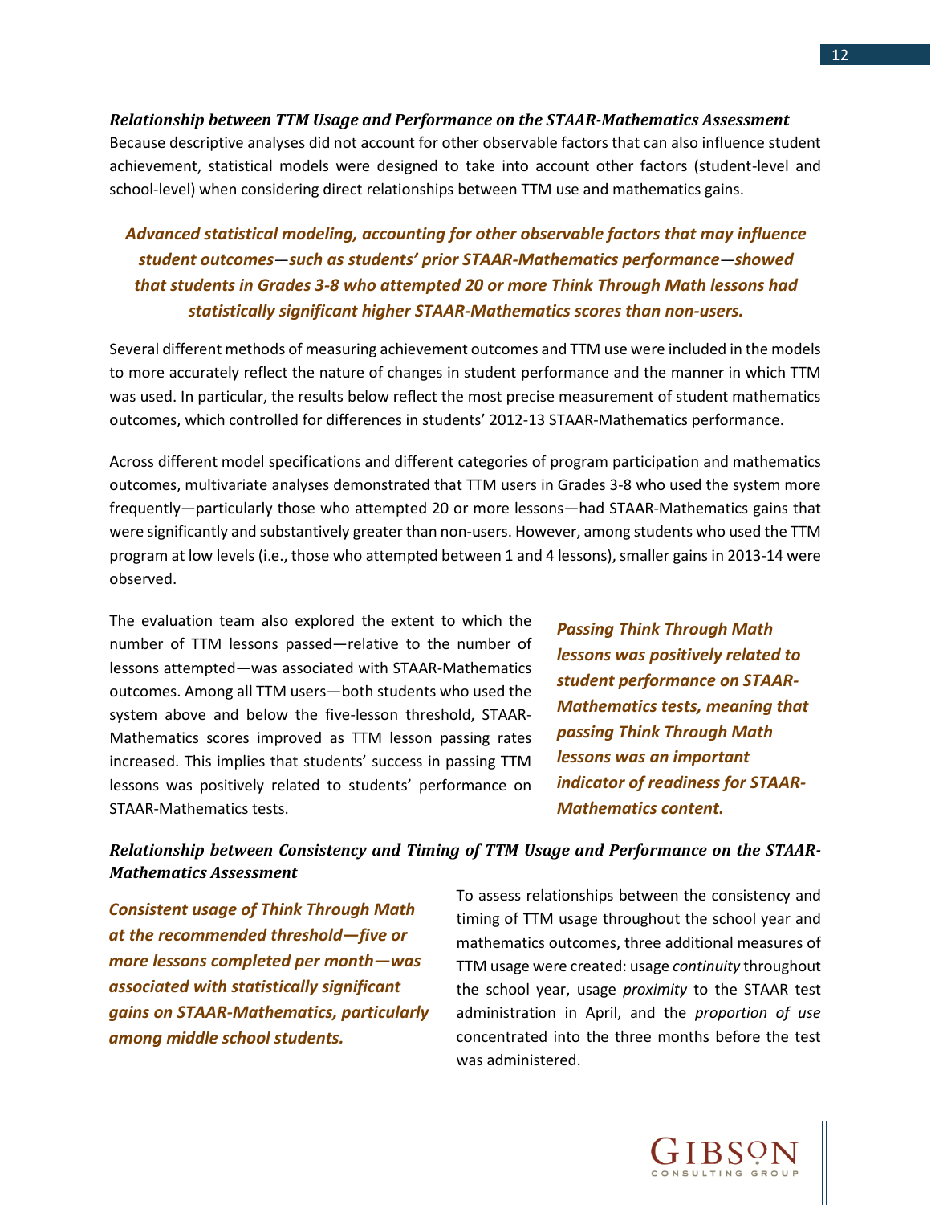### *Relationship between TTM Usage and Performance on the STAAR-Mathematics Assessment*

Because descriptive analyses did not account for other observable factors that can also influence student achievement, statistical models were designed to take into account other factors (student-level and school-level) when considering direct relationships between TTM use and mathematics gains.

> ***Advanced statistical modeling, accounting for other observable factors that may influence student outcomes—such as students' prior STAAR-Mathematics performance—showed that students in Grades 3-8 who attempted 20 or more Think Through Math lessons had statistically significant higher STAAR-Mathematics scores than non-users.***

Several different methods of measuring achievement outcomes and TTM use were included in the models to more accurately reflect the nature of changes in student performance and the manner in which TTM was used. In particular, the results below reflect the most precise measurement of student mathematics outcomes, which controlled for differences in students' 2012-13 STAAR-Mathematics performance.

Across different model specifications and different categories of program participation and mathematics outcomes, multivariate analyses demonstrated that TTM users in Grades 3-8 who used the system more frequently—particularly those who attempted 20 or more lessons—had STAAR-Mathematics gains that were significantly and substantively greater than non-users. However, among students who used the TTM program at low levels (i.e., those who attempted between 1 and 4 lessons), smaller gains in 2013-14 were observed.

The evaluation team also explored the extent to which the number of TTM lessons passed—relative to the number of lessons attempted—was associated with STAAR-Mathematics outcomes. Among all TTM users—both students who used the system above and below the five-lesson threshold, STAAR-Mathematics scores improved as TTM lesson passing rates increased. This implies that students' success in passing TTM lessons was positively related to students' performance on STAAR-Mathematics tests.

> ***Passing Think Through Math lessons was positively related to student performance on STAAR-Mathematics tests, meaning that passing Think Through Math lessons was an important indicator of readiness for STAAR-Mathematics content.***

### *Relationship between Consistency and Timing of TTM Usage and Performance on the STAAR-Mathematics Assessment*

> ***Consistent usage of Think Through Math at the recommended threshold—five or more lessons completed per month—was associated with statistically significant gains on STAAR-Mathematics, particularly among middle school students.***

To assess relationships between the consistency and timing of TTM usage throughout the school year and mathematics outcomes, three additional measures of TTM usage were created: usage *continuity* throughout the school year, usage *proximity* to the STAAR test administration in April, and the *proportion of use* concentrated into the three months before the test was administered.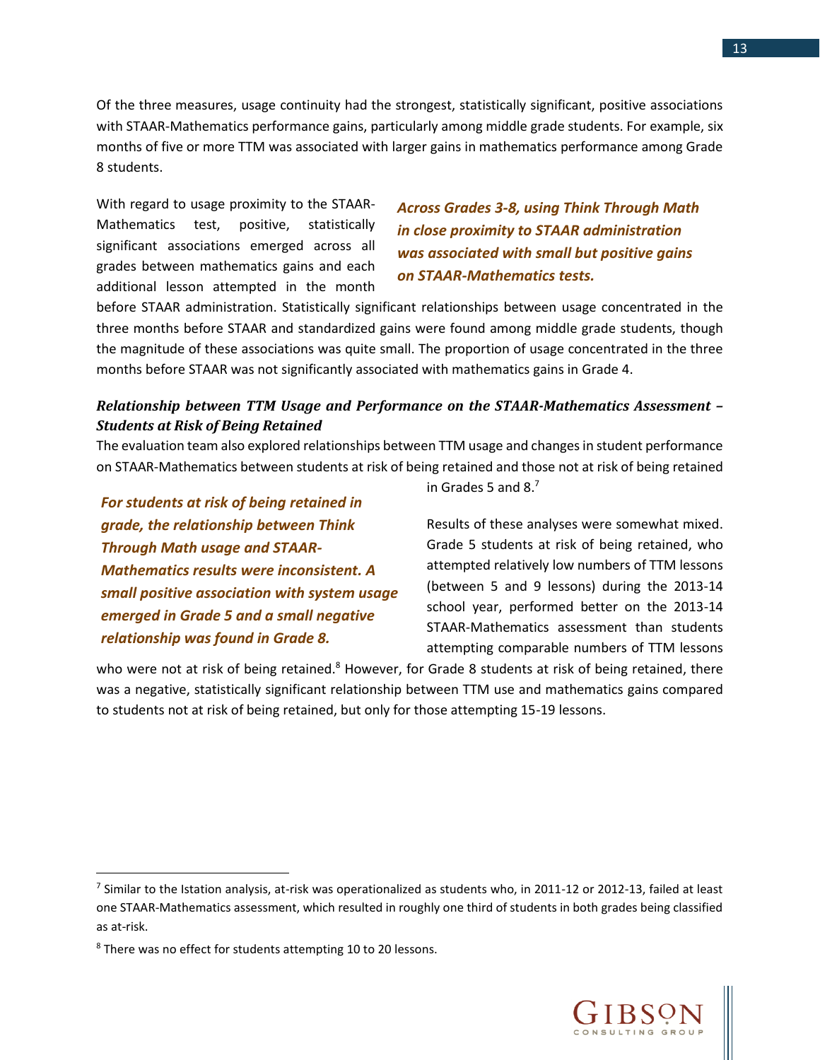Of the three measures, usage continuity had the strongest, statistically significant, positive associations with STAAR-Mathematics performance gains, particularly among middle grade students. For example, six months of five or more TTM was associated with larger gains in mathematics performance among Grade 8 students.

***Across Grades 3-8, using Think Through Math in close proximity to STAAR administration was associated with small but positive gains on STAAR-Mathematics tests.***

With regard to usage proximity to the STAAR-Mathematics test, positive, statistically significant associations emerged across all grades between mathematics gains and each additional lesson attempted in the month before STAAR administration. Statistically significant relationships between usage concentrated in the three months before STAAR and standardized gains were found among middle grade students, though the magnitude of these associations was quite small. The proportion of usage concentrated in the three months before STAAR was not significantly associated with mathematics gains in Grade 4.

***Relationship between TTM Usage and Performance on the STAAR-Mathematics Assessment – Students at Risk of Being Retained***

The evaluation team also explored relationships between TTM usage and changes in student performance on STAAR-Mathematics between students at risk of being retained and those not at risk of being retained in Grades 5 and 8.[7]

***For students at risk of being retained in grade, the relationship between Think Through Math usage and STAAR-Mathematics results were inconsistent. A small positive association with system usage emerged in Grade 5 and a small negative relationship was found in Grade 8.***

Results of these analyses were somewhat mixed. Grade 5 students at risk of being retained, who attempted relatively low numbers of TTM lessons (between 5 and 9 lessons) during the 2013-14 school year, performed better on the 2013-14 STAAR-Mathematics assessment than students attempting comparable numbers of TTM lessons who were not at risk of being retained.[8] However, for Grade 8 students at risk of being retained, there was a negative, statistically significant relationship between TTM use and mathematics gains compared to students not at risk of being retained, but only for those attempting 15-19 lessons.

---

[7] Similar to the Istation analysis, at-risk was operationalized as students who, in 2011-12 or 2012-13, failed at least one STAAR-Mathematics assessment, which resulted in roughly one third of students in both grades being classified as at-risk.

[8] There was no effect for students attempting 10 to 20 lessons.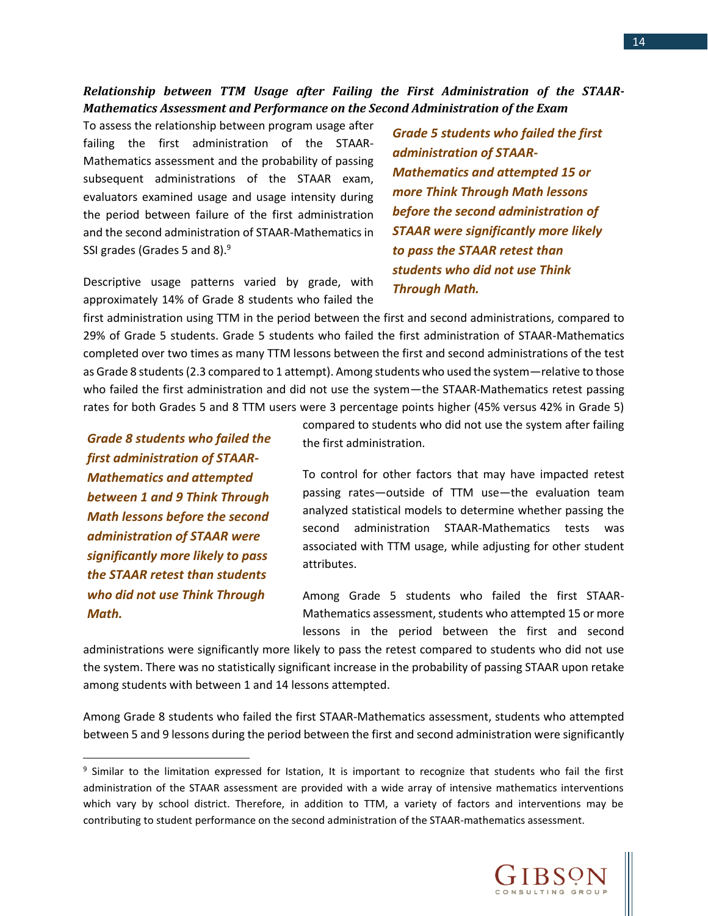***Relationship between TTM Usage after Failing the First Administration of the STAAR-Mathematics Assessment and Performance on the Second Administration of the Exam***

To assess the relationship between program usage after failing the first administration of the STAAR-Mathematics assessment and the probability of passing subsequent administrations of the STAAR exam, evaluators examined usage and usage intensity during the period between failure of the first administration and the second administration of STAAR-Mathematics in SSI grades (Grades 5 and 8).[9]

***Grade 5 students who failed the first administration of STAAR-Mathematics and attempted 15 or more Think Through Math lessons before the second administration of STAAR were significantly more likely to pass the STAAR retest than students who did not use Think Through Math.***

Descriptive usage patterns varied by grade, with approximately 14% of Grade 8 students who failed the first administration using TTM in the period between the first and second administrations, compared to 29% of Grade 5 students. Grade 5 students who failed the first administration of STAAR-Mathematics completed over two times as many TTM lessons between the first and second administrations of the test as Grade 8 students (2.3 compared to 1 attempt). Among students who used the system—relative to those who failed the first administration and did not use the system—the STAAR-Mathematics retest passing rates for both Grades 5 and 8 TTM users were 3 percentage points higher (45% versus 42% in Grade 5) compared to students who did not use the system after failing the first administration.

***Grade 8 students who failed the first administration of STAAR-Mathematics and attempted between 1 and 9 Think Through Math lessons before the second administration of STAAR were significantly more likely to pass the STAAR retest than students who did not use Think Through Math.***

To control for other factors that may have impacted retest passing rates—outside of TTM use—the evaluation team analyzed statistical models to determine whether passing the second administration STAAR-Mathematics tests was associated with TTM usage, while adjusting for other student attributes.

Among Grade 5 students who failed the first STAAR-Mathematics assessment, students who attempted 15 or more lessons in the period between the first and second administrations were significantly more likely to pass the retest compared to students who did not use the system. There was no statistically significant increase in the probability of passing STAAR upon retake among students with between 1 and 14 lessons attempted.

Among Grade 8 students who failed the first STAAR-Mathematics assessment, students who attempted between 5 and 9 lessons during the period between the first and second administration were significantly

[9] Similar to the limitation expressed for Istation, It is important to recognize that students who fail the first administration of the STAAR assessment are provided with a wide array of intensive mathematics interventions which vary by school district. Therefore, in addition to TTM, a variety of factors and interventions may be contributing to student performance on the second administration of the STAAR-mathematics assessment.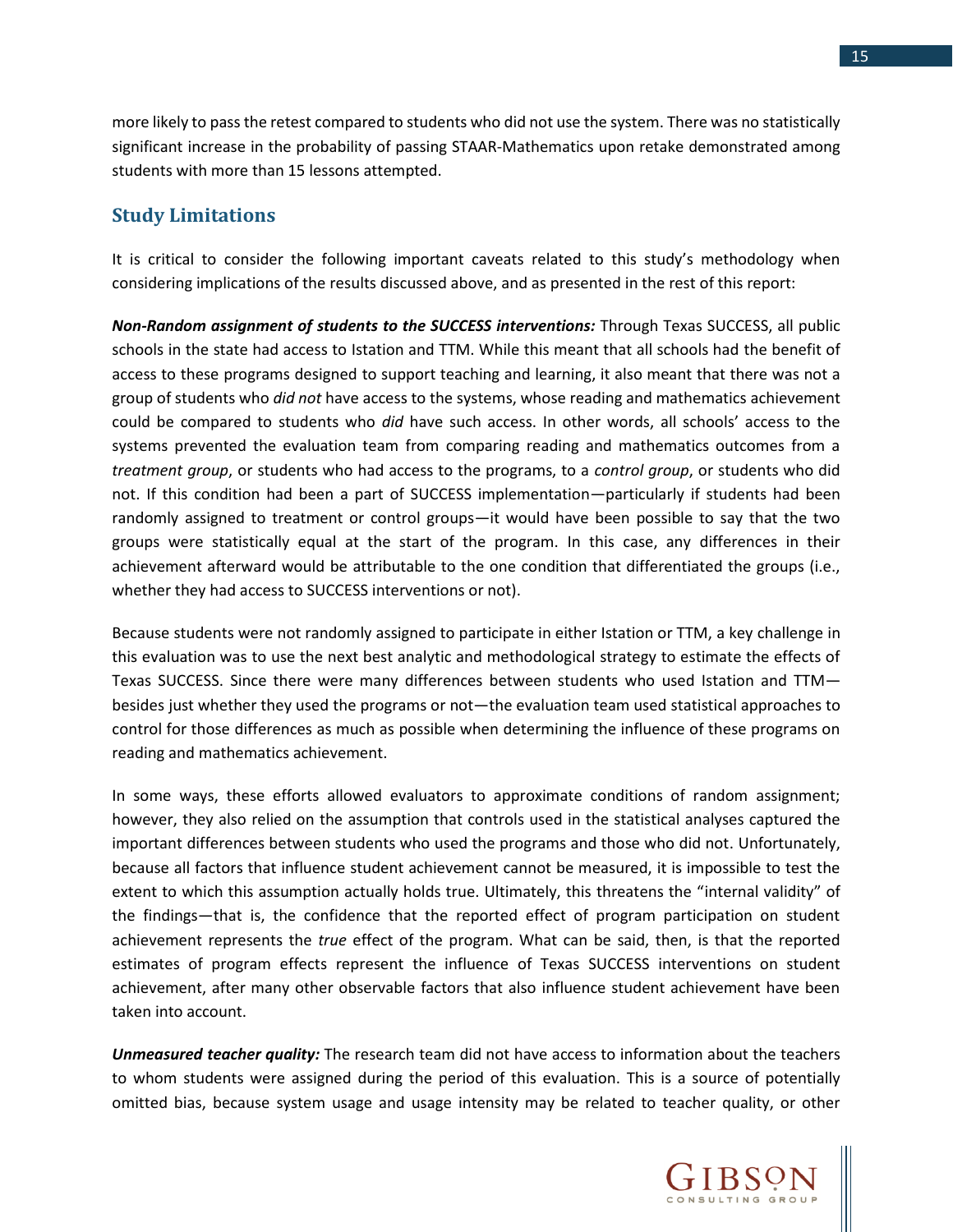more likely to pass the retest compared to students who did not use the system. There was no statistically significant increase in the probability of passing STAAR-Mathematics upon retake demonstrated among students with more than 15 lessons attempted.

## Study Limitations

It is critical to consider the following important caveats related to this study's methodology when considering implications of the results discussed above, and as presented in the rest of this report:

***Non-Random assignment of students to the SUCCESS interventions:*** Through Texas SUCCESS, all public schools in the state had access to Istation and TTM. While this meant that all schools had the benefit of access to these programs designed to support teaching and learning, it also meant that there was not a group of students who *did not* have access to the systems, whose reading and mathematics achievement could be compared to students who *did* have such access. In other words, all schools' access to the systems prevented the evaluation team from comparing reading and mathematics outcomes from a *treatment group*, or students who had access to the programs, to a *control group*, or students who did not. If this condition had been a part of SUCCESS implementation—particularly if students had been randomly assigned to treatment or control groups—it would have been possible to say that the two groups were statistically equal at the start of the program. In this case, any differences in their achievement afterward would be attributable to the one condition that differentiated the groups (i.e., whether they had access to SUCCESS interventions or not).

Because students were not randomly assigned to participate in either Istation or TTM, a key challenge in this evaluation was to use the next best analytic and methodological strategy to estimate the effects of Texas SUCCESS. Since there were many differences between students who used Istation and TTM—besides just whether they used the programs or not—the evaluation team used statistical approaches to control for those differences as much as possible when determining the influence of these programs on reading and mathematics achievement.

In some ways, these efforts allowed evaluators to approximate conditions of random assignment; however, they also relied on the assumption that controls used in the statistical analyses captured the important differences between students who used the programs and those who did not. Unfortunately, because all factors that influence student achievement cannot be measured, it is impossible to test the extent to which this assumption actually holds true. Ultimately, this threatens the "internal validity" of the findings—that is, the confidence that the reported effect of program participation on student achievement represents the *true* effect of the program. What can be said, then, is that the reported estimates of program effects represent the influence of Texas SUCCESS interventions on student achievement, after many other observable factors that also influence student achievement have been taken into account.

***Unmeasured teacher quality:*** The research team did not have access to information about the teachers to whom students were assigned during the period of this evaluation. This is a source of potentially omitted bias, because system usage and usage intensity may be related to teacher quality, or other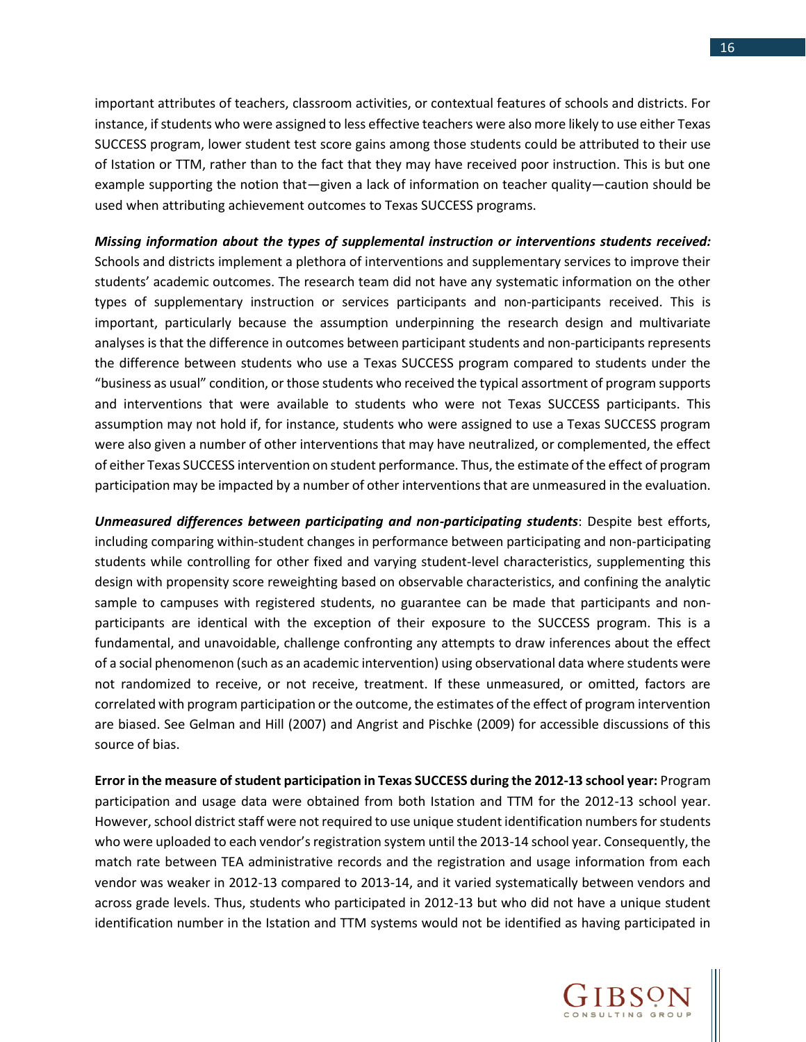important attributes of teachers, classroom activities, or contextual features of schools and districts. For instance, if students who were assigned to less effective teachers were also more likely to use either Texas SUCCESS program, lower student test score gains among those students could be attributed to their use of Istation or TTM, rather than to the fact that they may have received poor instruction. This is but one example supporting the notion that—given a lack of information on teacher quality—caution should be used when attributing achievement outcomes to Texas SUCCESS programs.

***Missing information about the types of supplemental instruction or interventions students received:*** Schools and districts implement a plethora of interventions and supplementary services to improve their students' academic outcomes. The research team did not have any systematic information on the other types of supplementary instruction or services participants and non-participants received. This is important, particularly because the assumption underpinning the research design and multivariate analyses is that the difference in outcomes between participant students and non-participants represents the difference between students who use a Texas SUCCESS program compared to students under the "business as usual" condition, or those students who received the typical assortment of program supports and interventions that were available to students who were not Texas SUCCESS participants. This assumption may not hold if, for instance, students who were assigned to use a Texas SUCCESS program were also given a number of other interventions that may have neutralized, or complemented, the effect of either Texas SUCCESS intervention on student performance. Thus, the estimate of the effect of program participation may be impacted by a number of other interventions that are unmeasured in the evaluation.

***Unmeasured differences between participating and non-participating students***: Despite best efforts, including comparing within-student changes in performance between participating and non-participating students while controlling for other fixed and varying student-level characteristics, supplementing this design with propensity score reweighting based on observable characteristics, and confining the analytic sample to campuses with registered students, no guarantee can be made that participants and non-participants are identical with the exception of their exposure to the SUCCESS program. This is a fundamental, and unavoidable, challenge confronting any attempts to draw inferences about the effect of a social phenomenon (such as an academic intervention) using observational data where students were not randomized to receive, or not receive, treatment. If these unmeasured, or omitted, factors are correlated with program participation or the outcome, the estimates of the effect of program intervention are biased. See Gelman and Hill (2007) and Angrist and Pischke (2009) for accessible discussions of this source of bias.

**Error in the measure of student participation in Texas SUCCESS during the 2012-13 school year:** Program participation and usage data were obtained from both Istation and TTM for the 2012-13 school year. However, school district staff were not required to use unique student identification numbers for students who were uploaded to each vendor's registration system until the 2013-14 school year. Consequently, the match rate between TEA administrative records and the registration and usage information from each vendor was weaker in 2012-13 compared to 2013-14, and it varied systematically between vendors and across grade levels. Thus, students who participated in 2012-13 but who did not have a unique student identification number in the Istation and TTM systems would not be identified as having participated in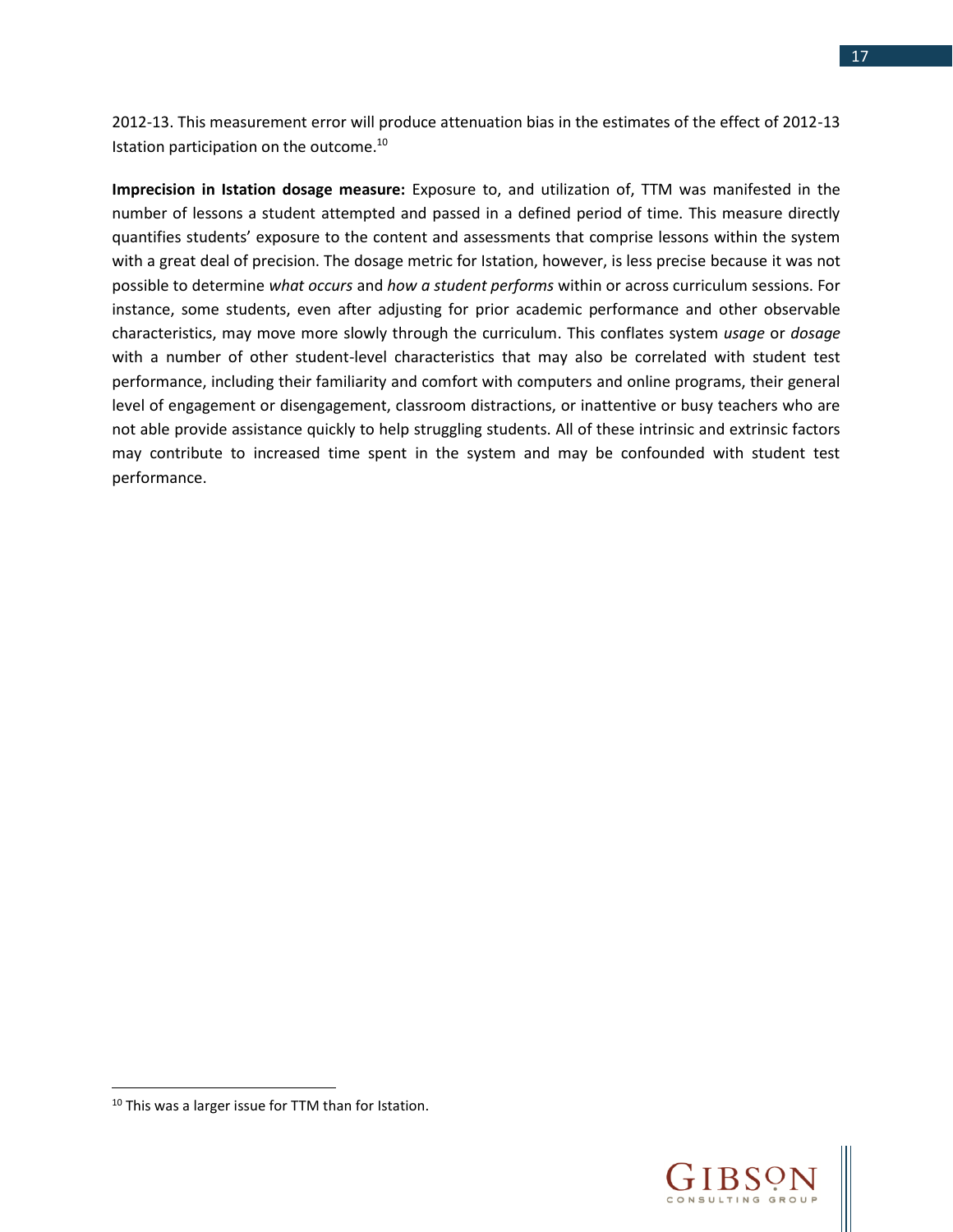2012-13. This measurement error will produce attenuation bias in the estimates of the effect of 2012-13 Istation participation on the outcome.[10]

**Imprecision in Istation dosage measure:** Exposure to, and utilization of, TTM was manifested in the number of lessons a student attempted and passed in a defined period of time. This measure directly quantifies students' exposure to the content and assessments that comprise lessons within the system with a great deal of precision. The dosage metric for Istation, however, is less precise because it was not possible to determine *what occurs* and *how a student performs* within or across curriculum sessions. For instance, some students, even after adjusting for prior academic performance and other observable characteristics, may move more slowly through the curriculum. This conflates system *usage* or *dosage* with a number of other student-level characteristics that may also be correlated with student test performance, including their familiarity and comfort with computers and online programs, their general level of engagement or disengagement, classroom distractions, or inattentive or busy teachers who are not able provide assistance quickly to help struggling students. All of these intrinsic and extrinsic factors may contribute to increased time spent in the system and may be confounded with student test performance.

[10] This was a larger issue for TTM than for Istation.